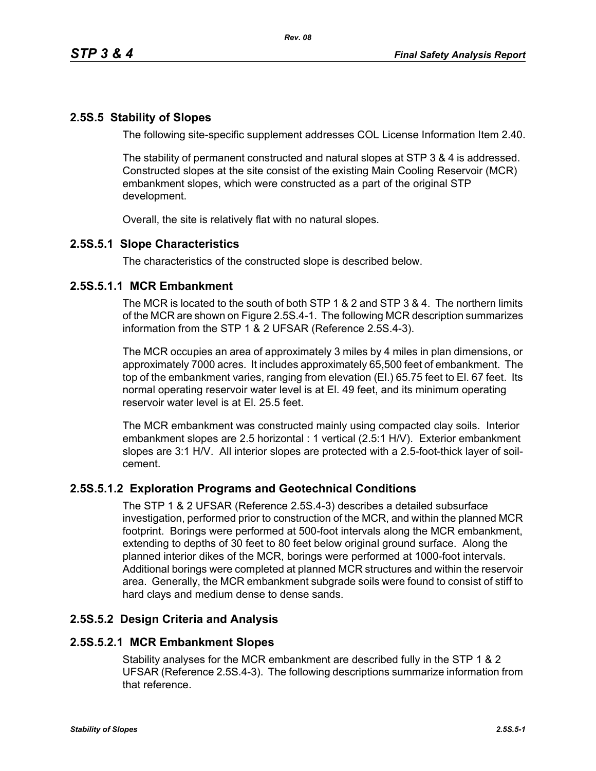## 2.5S.5 Stability of Slopes

The following site-specific supplement addresses COL License Information Item 2.40.

The stability of permanent constructed and natural slopes at STP 3 & 4 is addressed. Constructed slopes at the site consist of the existing Main Cooling Reservoir (MCR) embankment slopes, which were constructed as a part of the original STP development.

Overall, the site is relatively flat with no natural slopes.

### 2.5S.5.1 Slope Characteristics

The characteristics of the constructed slope is described below.

#### 2.5S.5.1.1 MCR Embankment

The MCR is located to the south of both STP 1 & 2 and STP 3 & 4. The northern limits of the MCR are shown on Figure 2.5S.4-1. The following MCR description summarizes information from the STP 1 & 2 UFSAR (Reference 2.5S.4-3).

The MCR occupies an area of approximately 3 miles by 4 miles in plan dimensions, or approximately 7000 acres. It includes approximately 65,500 feet of embankment. The top of the embankment varies, ranging from elevation (El.) 65.75 feet to El. 67 feet. Its normal operating reservoir water level is at El. 49 feet, and its minimum operating reservoir water level is at El. 25.5 feet.

The MCR embankment was constructed mainly using compacted clay soils. Interior embankment slopes are 2.5 horizontal : 1 vertical (2.5:1 H/V). Exterior embankment slopes are 3:1 H/V. All interior slopes are protected with a 2.5-foot-thick layer of soil-cement.

#### 2.5S.5.1.2 Exploration Programs and Geotechnical Conditions

The STP 1 & 2 UFSAR (Reference 2.5S.4-3) describes a detailed subsurface investigation, performed prior to construction of the MCR, and within the planned MCR footprint. Borings were performed at 500-foot intervals along the MCR embankment, extending to depths of 30 feet to 80 feet below original ground surface. Along the planned interior dikes of the MCR, borings were performed at 1000-foot intervals. Additional borings were completed at planned MCR structures and within the reservoir area. Generally, the MCR embankment subgrade soils were found to consist of stiff to hard clays and medium dense to dense sands.

### 2.5S.5.2 Design Criteria and Analysis

#### 2.5S.5.2.1 MCR Embankment Slopes

Stability analyses for the MCR embankment are described fully in the STP 1 & 2 UFSAR (Reference 2.5S.4-3). The following descriptions summarize information from that reference.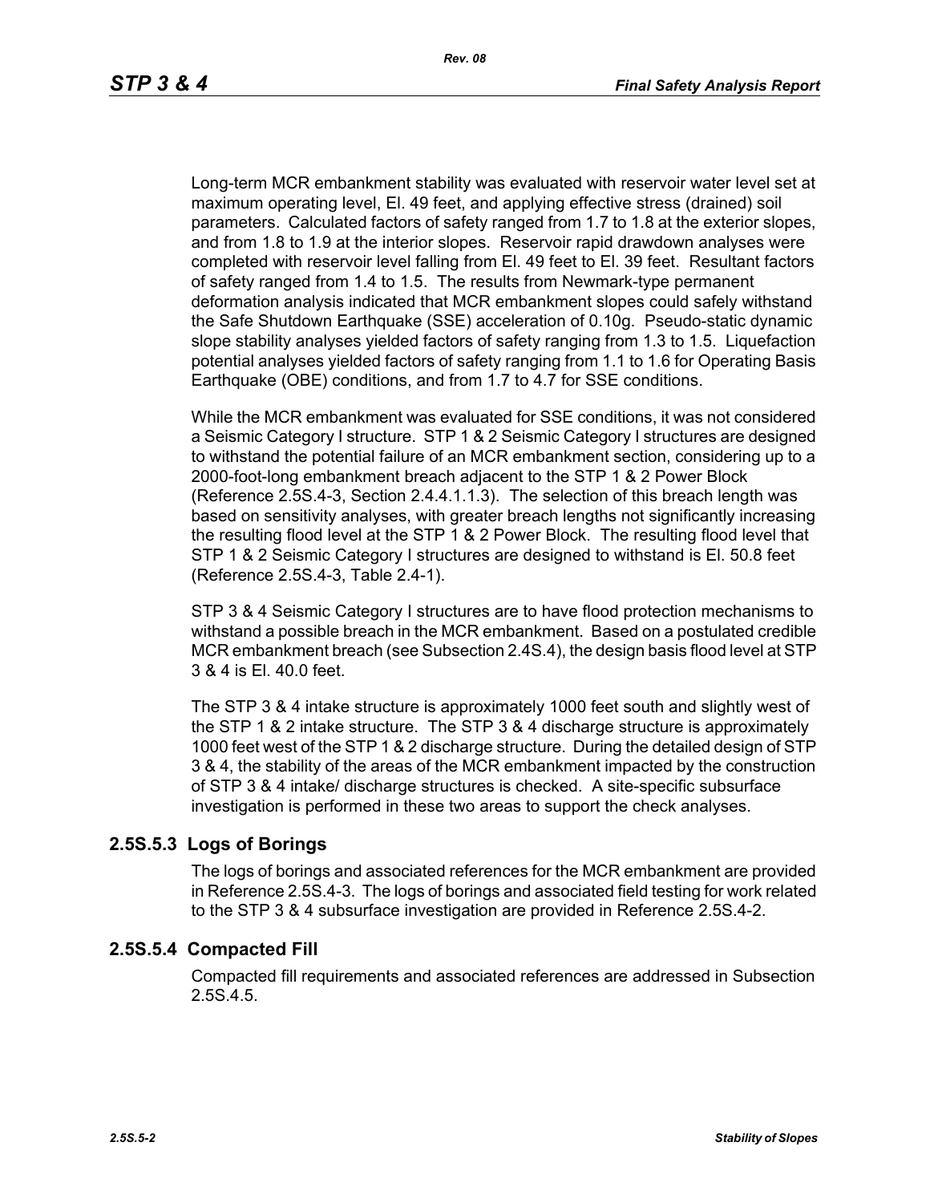Long-term MCR embankment stability was evaluated with reservoir water level set at maximum operating level, El. 49 feet, and applying effective stress (drained) soil parameters. Calculated factors of safety ranged from 1.7 to 1.8 at the exterior slopes, and from 1.8 to 1.9 at the interior slopes. Reservoir rapid drawdown analyses were completed with reservoir level falling from El. 49 feet to El. 39 feet. Resultant factors of safety ranged from 1.4 to 1.5. The results from Newmark-type permanent deformation analysis indicated that MCR embankment slopes could safely withstand the Safe Shutdown Earthquake (SSE) acceleration of 0.10g. Pseudo-static dynamic slope stability analyses yielded factors of safety ranging from 1.3 to 1.5. Liquefaction potential analyses yielded factors of safety ranging from 1.1 to 1.6 for Operating Basis Earthquake (OBE) conditions, and from 1.7 to 4.7 for SSE conditions.

While the MCR embankment was evaluated for SSE conditions, it was not considered a Seismic Category I structure. STP 1 & 2 Seismic Category I structures are designed to withstand the potential failure of an MCR embankment section, considering up to a 2000-foot-long embankment breach adjacent to the STP 1 & 2 Power Block (Reference 2.5S.4-3, Section 2.4.4.1.1.3). The selection of this breach length was based on sensitivity analyses, with greater breach lengths not significantly increasing the resulting flood level at the STP 1 & 2 Power Block. The resulting flood level that STP 1 & 2 Seismic Category I structures are designed to withstand is El. 50.8 feet (Reference 2.5S.4-3, Table 2.4-1).

STP 3 & 4 Seismic Category I structures are to have flood protection mechanisms to withstand a possible breach in the MCR embankment. Based on a postulated credible MCR embankment breach (see Subsection 2.4S.4), the design basis flood level at STP 3 & 4 is El. 40.0 feet.

The STP 3 & 4 intake structure is approximately 1000 feet south and slightly west of the STP 1 & 2 intake structure. The STP 3 & 4 discharge structure is approximately 1000 feet west of the STP 1 & 2 discharge structure. During the detailed design of STP 3 & 4, the stability of the areas of the MCR embankment impacted by the construction of STP 3 & 4 intake/ discharge structures is checked. A site-specific subsurface investigation is performed in these two areas to support the check analyses.

## 2.5S.5.3 Logs of Borings

The logs of borings and associated references for the MCR embankment are provided in Reference 2.5S.4-3. The logs of borings and associated field testing for work related to the STP 3 & 4 subsurface investigation are provided in Reference 2.5S.4-2.

## 2.5S.5.4 Compacted Fill

Compacted fill requirements and associated references are addressed in Subsection 2.5S.4.5.